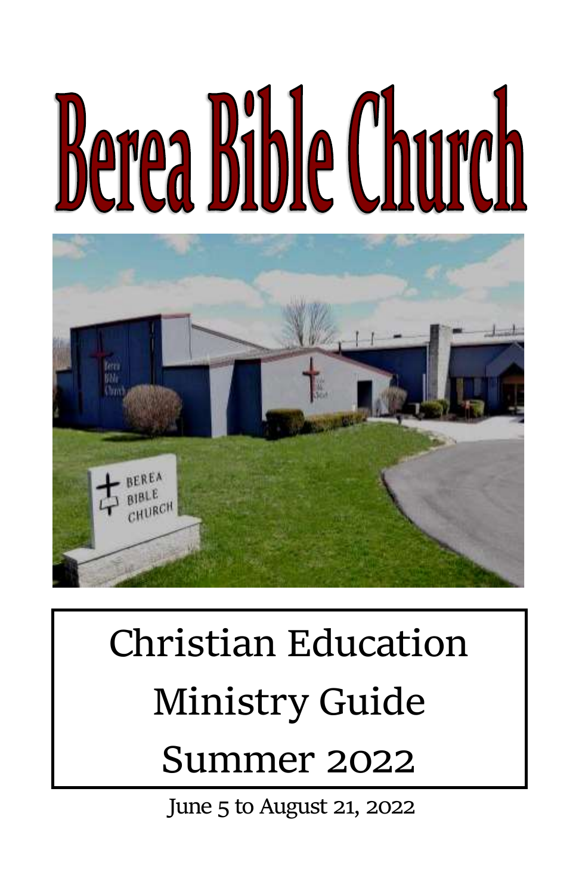# Berea Bible Church

Christian Education

Ministry Guide

Summer 2022

June 5 to August 21, 2022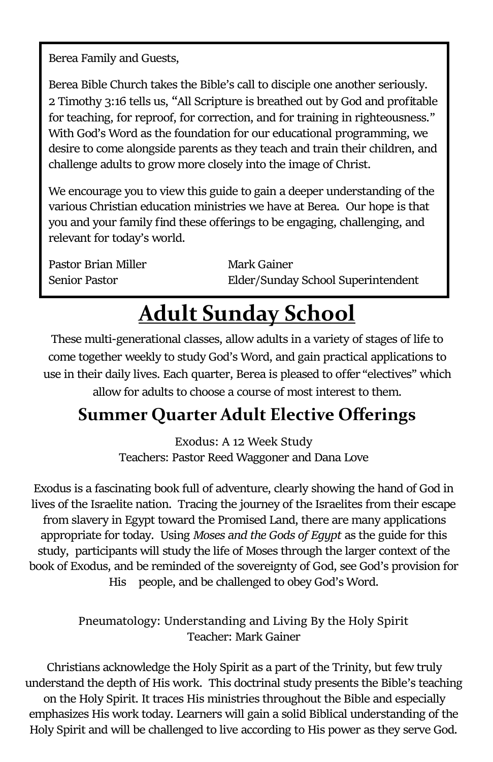Berea Family and Guests,

Berea Bible Church takes the Bible's call to disciple one another seriously. 2 Timothy 3:16 tells us, "All Scripture is breathed out by God and profitable for teaching, for reproof, for correction, and for training in righteousness." With God's Word as the foundation for our educational programming, we desire to come alongside parents as they teach and train their children, and challenge adults to grow more closely into the image of Christ.

We encourage you to view this guide to gain a deeper understanding of the various Christian education ministries we have at Berea. Our hope is that you and your family find these offerings to be engaging, challenging, and relevant for today's world.

Pastor Brian Miller
Senior Pastor

Mark Gainer
Elder/Sunday School Superintendent

# Adult Sunday School

These multi-generational classes, allow adults in a variety of stages of life to come together weekly to study God's Word, and gain practical applications to use in their daily lives. Each quarter, Berea is pleased to offer "electives" which allow for adults to choose a course of most interest to them.

## Summer Quarter Adult Elective Offerings

Exodus: A 12 Week Study
Teachers: Pastor Reed Waggoner and Dana Love

Exodus is a fascinating book full of adventure, clearly showing the hand of God in lives of the Israelite nation. Tracing the journey of the Israelites from their escape from slavery in Egypt toward the Promised Land, there are many applications appropriate for today. Using *Moses and the Gods of Egypt* as the guide for this study, participants will study the life of Moses through the larger context of the book of Exodus, and be reminded of the sovereignty of God, see God's provision for His people, and be challenged to obey God's Word.

Pneumatology: Understanding and Living By the Holy Spirit
Teacher: Mark Gainer

Christians acknowledge the Holy Spirit as a part of the Trinity, but few truly understand the depth of His work. This doctrinal study presents the Bible's teaching on the Holy Spirit. It traces His ministries throughout the Bible and especially emphasizes His work today. Learners will gain a solid Biblical understanding of the Holy Spirit and will be challenged to live according to His power as they serve God.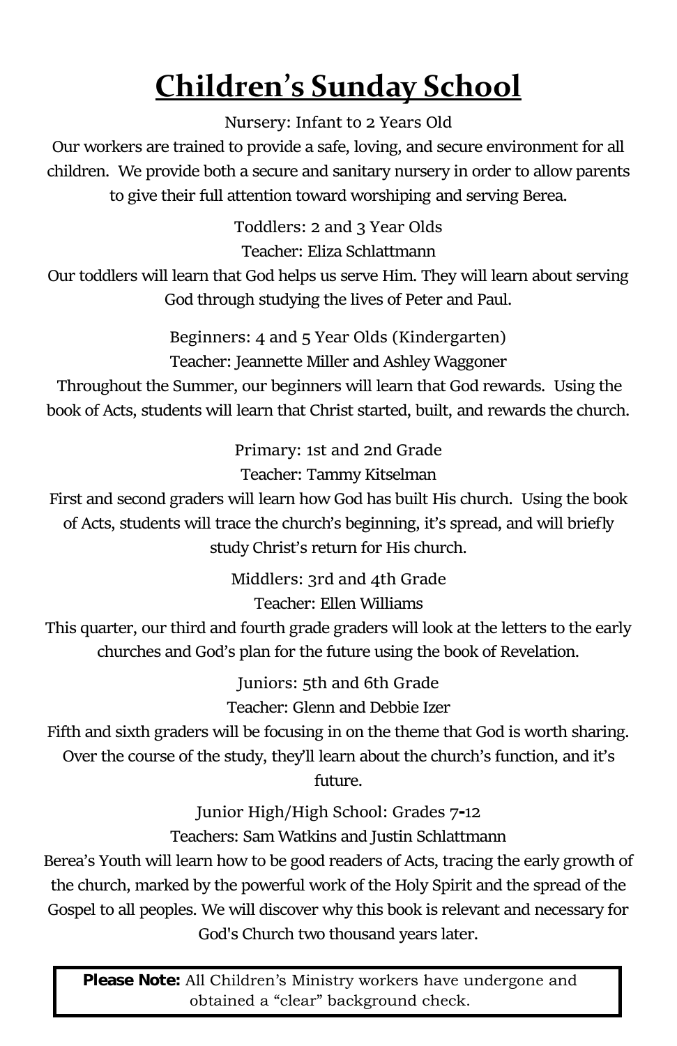# Children's Sunday School

Nursery: Infant to 2 Years Old

Our workers are trained to provide a safe, loving, and secure environment for all children. We provide both a secure and sanitary nursery in order to allow parents to give their full attention toward worshiping and serving Berea.

Toddlers: 2 and 3 Year Olds

Teacher: Eliza Schlattmann

Our toddlers will learn that God helps us serve Him. They will learn about serving God through studying the lives of Peter and Paul.

Beginners: 4 and 5 Year Olds (Kindergarten)

Teacher: Jeannette Miller and Ashley Waggoner

Throughout the Summer, our beginners will learn that God rewards. Using the book of Acts, students will learn that Christ started, built, and rewards the church.

Primary: 1st and 2nd Grade

Teacher: Tammy Kitselman

First and second graders will learn how God has built His church. Using the book of Acts, students will trace the church's beginning, it's spread, and will briefly study Christ's return for His church.

Middlers: 3rd and 4th Grade

Teacher: Ellen Williams

This quarter, our third and fourth grade graders will look at the letters to the early churches and God's plan for the future using the book of Revelation.

Juniors: 5th and 6th Grade

Teacher: Glenn and Debbie Izer

Fifth and sixth graders will be focusing in on the theme that God is worth sharing. Over the course of the study, they'll learn about the church's function, and it's future.

Junior High/High School: Grades 7-12

Teachers: Sam Watkins and Justin Schlattmann

Berea's Youth will learn how to be good readers of Acts, tracing the early growth of the church, marked by the powerful work of the Holy Spirit and the spread of the Gospel to all peoples. We will discover why this book is relevant and necessary for God's Church two thousand years later.

**Please Note:** All Children's Ministry workers have undergone and obtained a "clear" background check.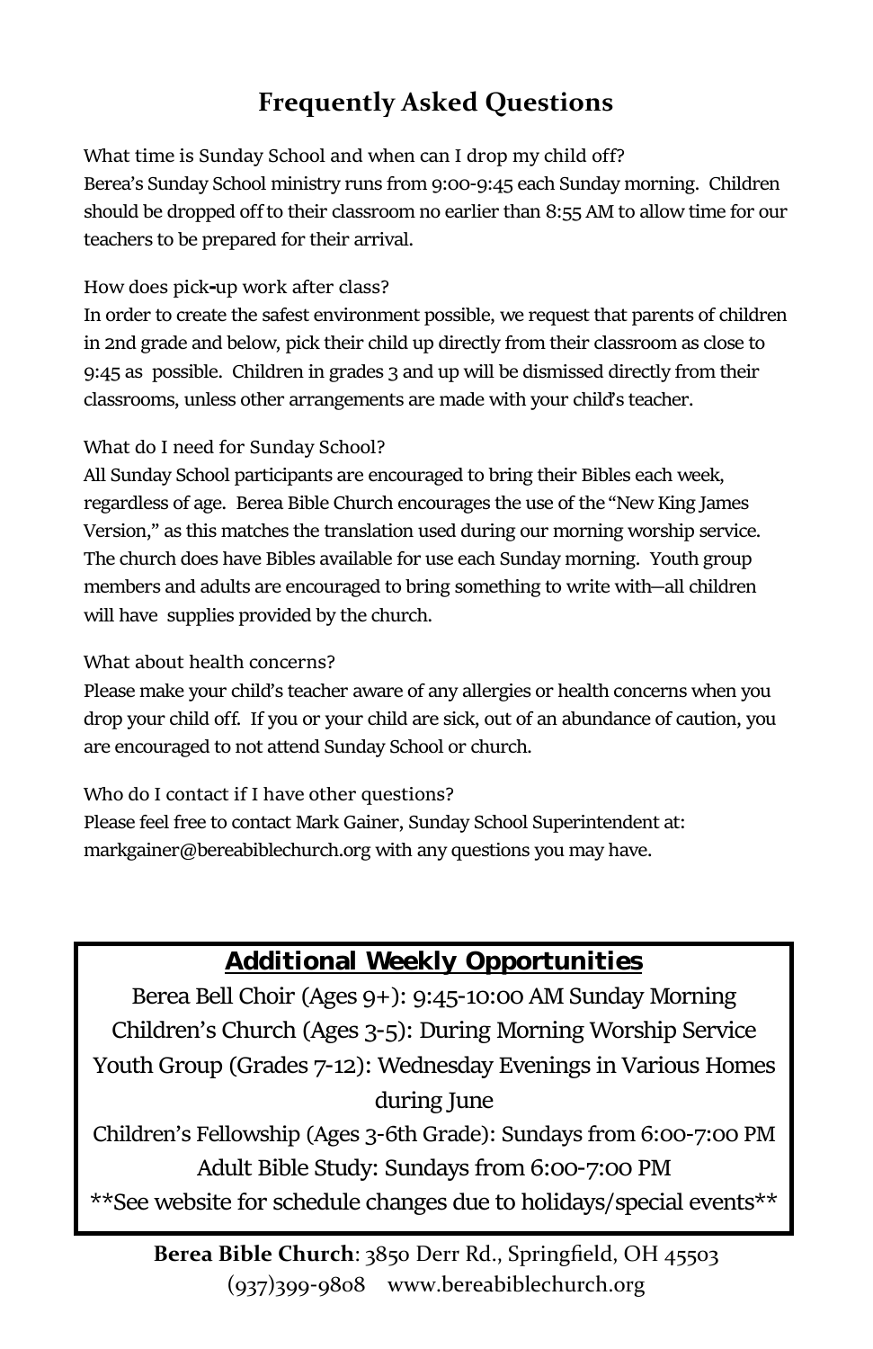## Frequently Asked Questions

What time is Sunday School and when can I drop my child off?
Berea's Sunday School ministry runs from 9:00-9:45 each Sunday morning. Children should be dropped off to their classroom no earlier than 8:55 AM to allow time for our teachers to be prepared for their arrival.

How does pick-up work after class?
In order to create the safest environment possible, we request that parents of children in 2nd grade and below, pick their child up directly from their classroom as close to 9:45 as possible. Children in grades 3 and up will be dismissed directly from their classrooms, unless other arrangements are made with your child's teacher.

What do I need for Sunday School?
All Sunday School participants are encouraged to bring their Bibles each week, regardless of age. Berea Bible Church encourages the use of the "New King James Version," as this matches the translation used during our morning worship service. The church does have Bibles available for use each Sunday morning. Youth group members and adults are encouraged to bring something to write with—all children will have supplies provided by the church.

What about health concerns?
Please make your child's teacher aware of any allergies or health concerns when you drop your child off. If you or your child are sick, out of an abundance of caution, you are encouraged to not attend Sunday School or church.

Who do I contact if I have other questions?
Please feel free to contact Mark Gainer, Sunday School Superintendent at: markgainer@bereabiblechurch.org with any questions you may have.

### Additional Weekly Opportunities

Berea Bell Choir (Ages 9+): 9:45-10:00 AM Sunday Morning

Children's Church (Ages 3-5): During Morning Worship Service

Youth Group (Grades 7-12): Wednesday Evenings in Various Homes during June

Children's Fellowship (Ages 3-6th Grade): Sundays from 6:00-7:00 PM

Adult Bible Study: Sundays from 6:00-7:00 PM

**See website for schedule changes due to holidays/special events**

**Berea Bible Church**: 3850 Derr Rd., Springfield, OH 45503
(937)399-9808 www.bereabiblechurch.org